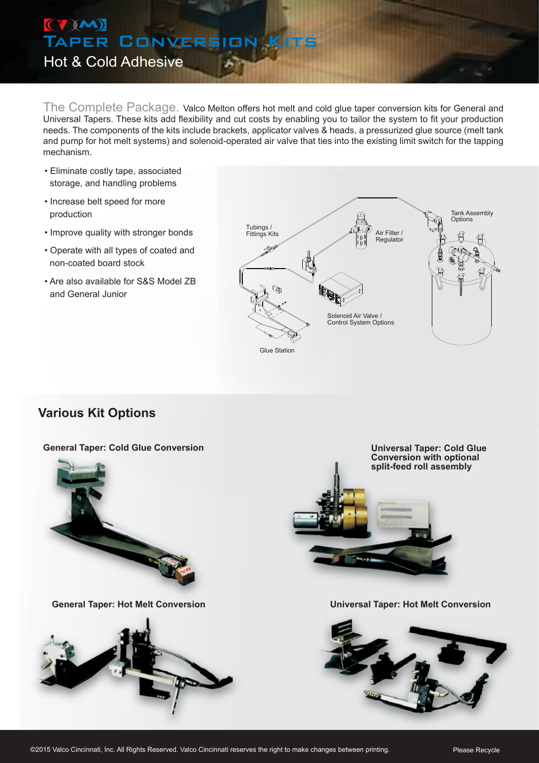# Taper Conversion Kits

Hot & Cold Adhesive

The Complete Package. Valco Melton offers hot melt and cold glue taper conversion kits for General and Universal Tapers. These kits add flexibility and cut costs by enabling you to tailor the system to fit your production needs. The components of the kits include brackets, applicator valves & heads, a pressurized glue source (melt tank and pump for hot melt systems) and solenoid-operated air valve that ties into the existing limit switch for the tapping mechanism.

- Eliminate costly tape, associated storage, and handling problems
- Increase belt speed for more production
- Improve quality with stronger bonds
- Operate with all types of coated and non-coated board stock
- Are also available for S&S Model ZB and General Junior

Tubings / Fittings Kits

Air Filter / Regulator

Tank Assembly Options

Solenoid Air Valve / Control System Options

Glue Station

## Various Kit Options

**General Taper: Cold Glue Conversion**

**Universal Taper: Cold Glue Conversion with optional split-feed roll assembly**

**General Taper: Hot Melt Conversion**

**Universal Taper: Hot Melt Conversion**

©2015 Valco Cincinnati, Inc. All Rights Reserved. Valco Cincinnati reserves the right to make changes between printing.

Please Recycle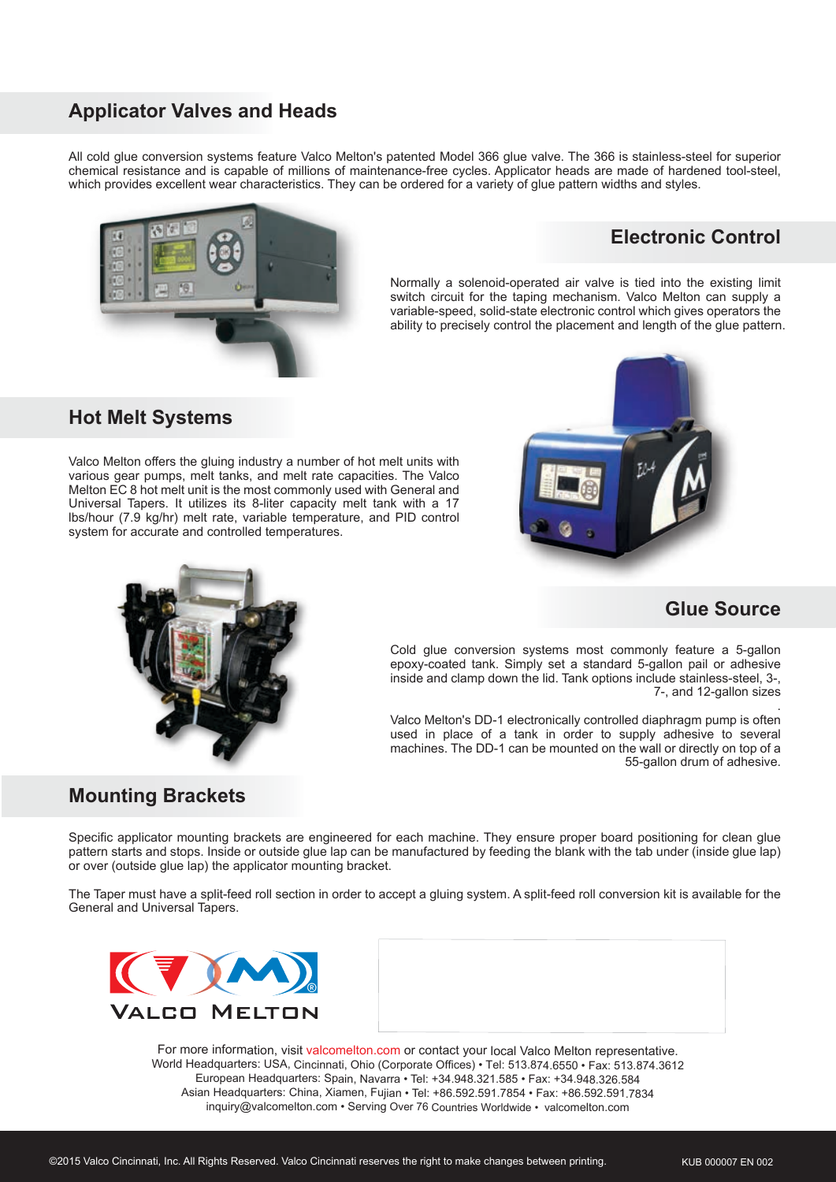## Applicator Valves and Heads

All cold glue conversion systems feature Valco Melton's patented Model 366 glue valve. The 366 is stainless-steel for superior chemical resistance and is capable of millions of maintenance-free cycles. Applicator heads are made of hardened tool-steel, which provides excellent wear characteristics. They can be ordered for a variety of glue pattern widths and styles.

## Electronic Control

Normally a solenoid-operated air valve is tied into the existing limit switch circuit for the taping mechanism. Valco Melton can supply a variable-speed, solid-state electronic control which gives operators the ability to precisely control the placement and length of the glue pattern.

## Hot Melt Systems

Valco Melton offers the gluing industry a number of hot melt units with various gear pumps, melt tanks, and melt rate capacities. The Valco Melton EC 8 hot melt unit is the most commonly used with General and Universal Tapers. It utilizes its 8-liter capacity melt tank with a 17 lbs/hour (7.9 kg/hr) melt rate, variable temperature, and PID control system for accurate and controlled temperatures.

## Glue Source

Cold glue conversion systems most commonly feature a 5-gallon epoxy-coated tank. Simply set a standard 5-gallon pail or adhesive inside and clamp down the lid. Tank options include stainless-steel, 3-, 7-, and 12-gallon sizes.

Valco Melton's DD-1 electronically controlled diaphragm pump is often used in place of a tank in order to supply adhesive to several machines. The DD-1 can be mounted on the wall or directly on top of a 55-gallon drum of adhesive.

## Mounting Brackets

Specific applicator mounting brackets are engineered for each machine. They ensure proper board positioning for clean glue pattern starts and stops. Inside or outside glue lap can be manufactured by feeding the blank with the tab under (inside glue lap) or over (outside glue lap) the applicator mounting bracket.

The Taper must have a split-feed roll section in order to accept a gluing system. A split-feed roll conversion kit is available for the General and Universal Tapers.

VALCO MELTON

For more information, visit valcomelton.com or contact your local Valco Melton representative.
World Headquarters: USA, Cincinnati, Ohio (Corporate Offices) • Tel: 513.874.6550 • Fax: 513.874.3612
European Headquarters: Spain, Navarra • Tel: +34.948.321.585 • Fax: +34.948.326.584
Asian Headquarters: China, Xiamen, Fujian • Tel: +86.592.591.7854 • Fax: +86.592.591.7834
inquiry@valcomelton.com • Serving Over 76 Countries Worldwide • valcomelton.com

©2015 Valco Cincinnati, Inc. All Rights Reserved. Valco Cincinnati reserves the right to make changes between printing.

KUB 000007 EN 002